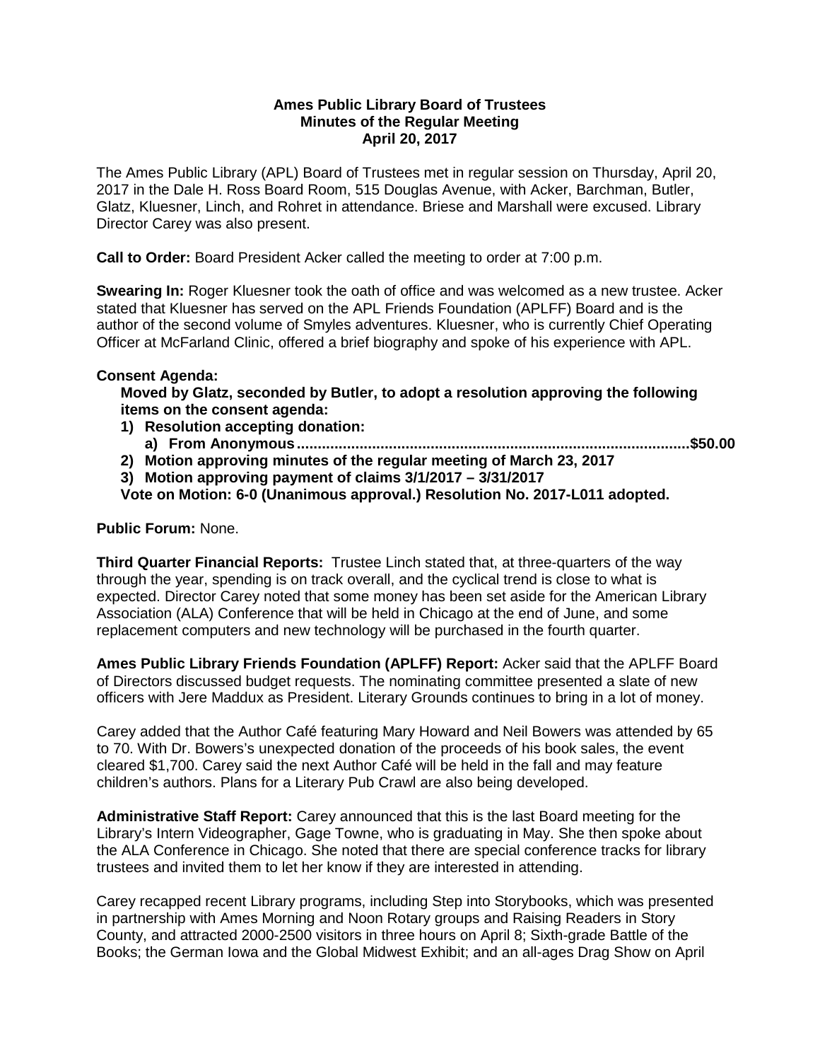**Ames Public Library Board of Trustees**
**Minutes of the Regular Meeting**
**April 20, 2017**

The Ames Public Library (APL) Board of Trustees met in regular session on Thursday, April 20, 2017 in the Dale H. Ross Board Room, 515 Douglas Avenue, with Acker, Barchman, Butler, Glatz, Kluesner, Linch, and Rohret in attendance. Briese and Marshall were excused. Library Director Carey was also present.

**Call to Order:** Board President Acker called the meeting to order at 7:00 p.m.

**Swearing In:** Roger Kluesner took the oath of office and was welcomed as a new trustee. Acker stated that Kluesner has served on the APL Friends Foundation (APLFF) Board and is the author of the second volume of Smyles adventures. Kluesner, who is currently Chief Operating Officer at McFarland Clinic, offered a brief biography and spoke of his experience with APL.

**Consent Agenda:**

**Moved by Glatz, seconded by Butler, to adopt a resolution approving the following items on the consent agenda:**

1) **Resolution accepting donation:**
   a) **From Anonymous............................................................................................$50.00**
2) **Motion approving minutes of the regular meeting of March 23, 2017**
3) **Motion approving payment of claims 3/1/2017 – 3/31/2017**

**Vote on Motion: 6-0 (Unanimous approval.) Resolution No. 2017-L011 adopted.**

**Public Forum:** None.

**Third Quarter Financial Reports:** Trustee Linch stated that, at three-quarters of the way through the year, spending is on track overall, and the cyclical trend is close to what is expected. Director Carey noted that some money has been set aside for the American Library Association (ALA) Conference that will be held in Chicago at the end of June, and some replacement computers and new technology will be purchased in the fourth quarter.

**Ames Public Library Friends Foundation (APLFF) Report:** Acker said that the APLFF Board of Directors discussed budget requests. The nominating committee presented a slate of new officers with Jere Maddux as President. Literary Grounds continues to bring in a lot of money.

Carey added that the Author Café featuring Mary Howard and Neil Bowers was attended by 65 to 70. With Dr. Bowers's unexpected donation of the proceeds of his book sales, the event cleared $1,700. Carey said the next Author Café will be held in the fall and may feature children's authors. Plans for a Literary Pub Crawl are also being developed.

**Administrative Staff Report:** Carey announced that this is the last Board meeting for the Library's Intern Videographer, Gage Towne, who is graduating in May. She then spoke about the ALA Conference in Chicago. She noted that there are special conference tracks for library trustees and invited them to let her know if they are interested in attending.

Carey recapped recent Library programs, including Step into Storybooks, which was presented in partnership with Ames Morning and Noon Rotary groups and Raising Readers in Story County, and attracted 2000-2500 visitors in three hours on April 8; Sixth-grade Battle of the Books; the German Iowa and the Global Midwest Exhibit; and an all-ages Drag Show on April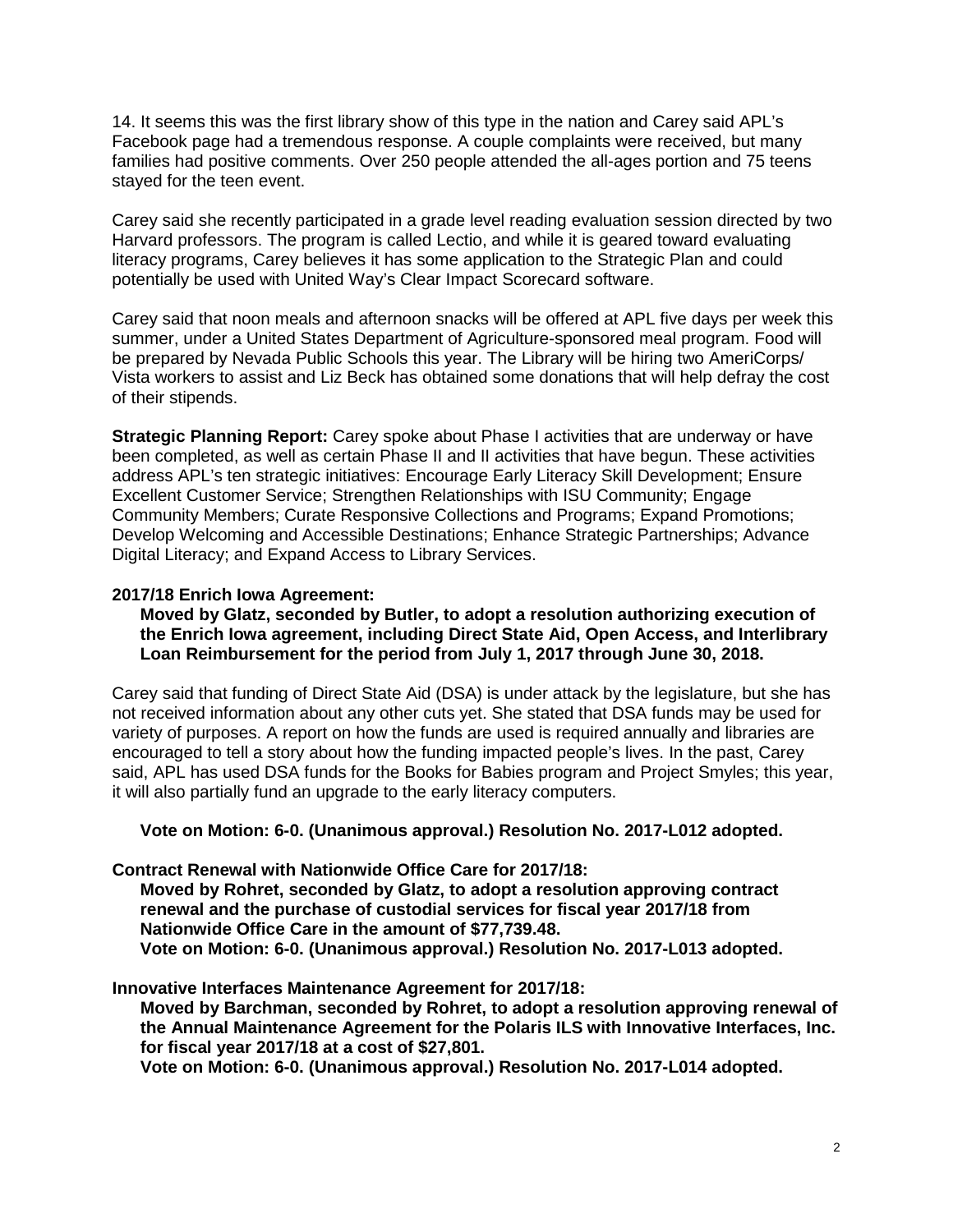14. It seems this was the first library show of this type in the nation and Carey said APL's Facebook page had a tremendous response. A couple complaints were received, but many families had positive comments. Over 250 people attended the all-ages portion and 75 teens stayed for the teen event.

Carey said she recently participated in a grade level reading evaluation session directed by two Harvard professors. The program is called Lectio, and while it is geared toward evaluating literacy programs, Carey believes it has some application to the Strategic Plan and could potentially be used with United Way's Clear Impact Scorecard software.

Carey said that noon meals and afternoon snacks will be offered at APL five days per week this summer, under a United States Department of Agriculture-sponsored meal program. Food will be prepared by Nevada Public Schools this year. The Library will be hiring two AmeriCorps/ Vista workers to assist and Liz Beck has obtained some donations that will help defray the cost of their stipends.

**Strategic Planning Report:** Carey spoke about Phase I activities that are underway or have been completed, as well as certain Phase II and II activities that have begun. These activities address APL's ten strategic initiatives: Encourage Early Literacy Skill Development; Ensure Excellent Customer Service; Strengthen Relationships with ISU Community; Engage Community Members; Curate Responsive Collections and Programs; Expand Promotions; Develop Welcoming and Accessible Destinations; Enhance Strategic Partnerships; Advance Digital Literacy; and Expand Access to Library Services.

**2017/18 Enrich Iowa Agreement:**

**Moved by Glatz, seconded by Butler, to adopt a resolution authorizing execution of the Enrich Iowa agreement, including Direct State Aid, Open Access, and Interlibrary Loan Reimbursement for the period from July 1, 2017 through June 30, 2018.**

Carey said that funding of Direct State Aid (DSA) is under attack by the legislature, but she has not received information about any other cuts yet. She stated that DSA funds may be used for variety of purposes. A report on how the funds are used is required annually and libraries are encouraged to tell a story about how the funding impacted people's lives. In the past, Carey said, APL has used DSA funds for the Books for Babies program and Project Smyles; this year, it will also partially fund an upgrade to the early literacy computers.

**Vote on Motion: 6-0. (Unanimous approval.) Resolution No. 2017-L012 adopted.**

**Contract Renewal with Nationwide Office Care for 2017/18:**

**Moved by Rohret, seconded by Glatz, to adopt a resolution approving contract renewal and the purchase of custodial services for fiscal year 2017/18 from Nationwide Office Care in the amount of $77,739.48.**
**Vote on Motion: 6-0. (Unanimous approval.) Resolution No. 2017-L013 adopted.**

**Innovative Interfaces Maintenance Agreement for 2017/18:**

**Moved by Barchman, seconded by Rohret, to adopt a resolution approving renewal of the Annual Maintenance Agreement for the Polaris ILS with Innovative Interfaces, Inc. for fiscal year 2017/18 at a cost of $27,801.**
**Vote on Motion: 6-0. (Unanimous approval.) Resolution No. 2017-L014 adopted.**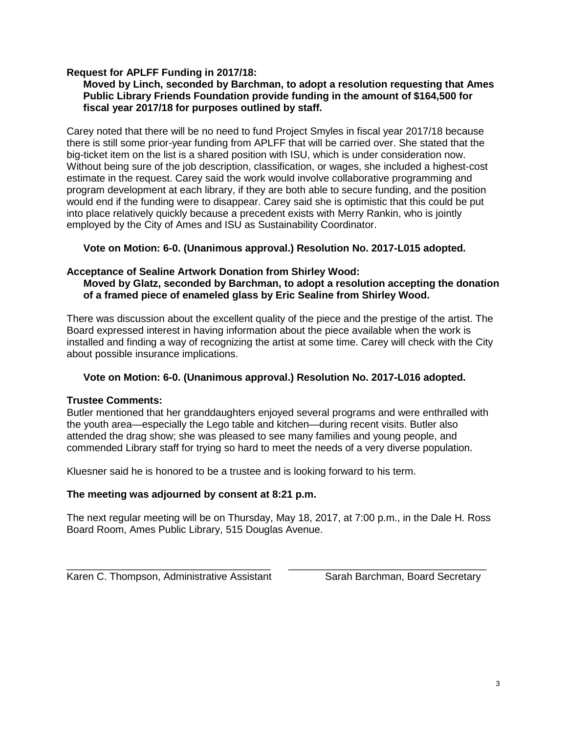**Request for APLFF Funding in 2017/18:**

**Moved by Linch, seconded by Barchman, to adopt a resolution requesting that Ames Public Library Friends Foundation provide funding in the amount of $164,500 for fiscal year 2017/18 for purposes outlined by staff.**

Carey noted that there will be no need to fund Project Smyles in fiscal year 2017/18 because there is still some prior-year funding from APLFF that will be carried over. She stated that the big-ticket item on the list is a shared position with ISU, which is under consideration now. Without being sure of the job description, classification, or wages, she included a highest-cost estimate in the request. Carey said the work would involve collaborative programming and program development at each library, if they are both able to secure funding, and the position would end if the funding were to disappear. Carey said she is optimistic that this could be put into place relatively quickly because a precedent exists with Merry Rankin, who is jointly employed by the City of Ames and ISU as Sustainability Coordinator.

**Vote on Motion: 6-0. (Unanimous approval.) Resolution No. 2017-L015 adopted.**

**Acceptance of Sealine Artwork Donation from Shirley Wood:**

**Moved by Glatz, seconded by Barchman, to adopt a resolution accepting the donation of a framed piece of enameled glass by Eric Sealine from Shirley Wood.**

There was discussion about the excellent quality of the piece and the prestige of the artist. The Board expressed interest in having information about the piece available when the work is installed and finding a way of recognizing the artist at some time. Carey will check with the City about possible insurance implications.

**Vote on Motion: 6-0. (Unanimous approval.) Resolution No. 2017-L016 adopted.**

**Trustee Comments:**

Butler mentioned that her granddaughters enjoyed several programs and were enthralled with the youth area—especially the Lego table and kitchen—during recent visits. Butler also attended the drag show; she was pleased to see many families and young people, and commended Library staff for trying so hard to meet the needs of a very diverse population.

Kluesner said he is honored to be a trustee and is looking forward to his term.

**The meeting was adjourned by consent at 8:21 p.m.**

The next regular meeting will be on Thursday, May 18, 2017, at 7:00 p.m., in the Dale H. Ross Board Room, Ames Public Library, 515 Douglas Avenue.

\_\_\_\_\_\_\_\_\_\_\_\_\_\_\_\_\_\_\_\_\_\_\_\_\_\_\_\_\_\_\_\_\_\_\_\_ \_\_\_\_\_\_\_\_\_\_\_\_\_\_\_\_\_\_\_\_\_\_\_\_\_\_\_\_\_\_\_\_\_\_\_\_

Karen C. Thompson, Administrative Assistant Sarah Barchman, Board Secretary